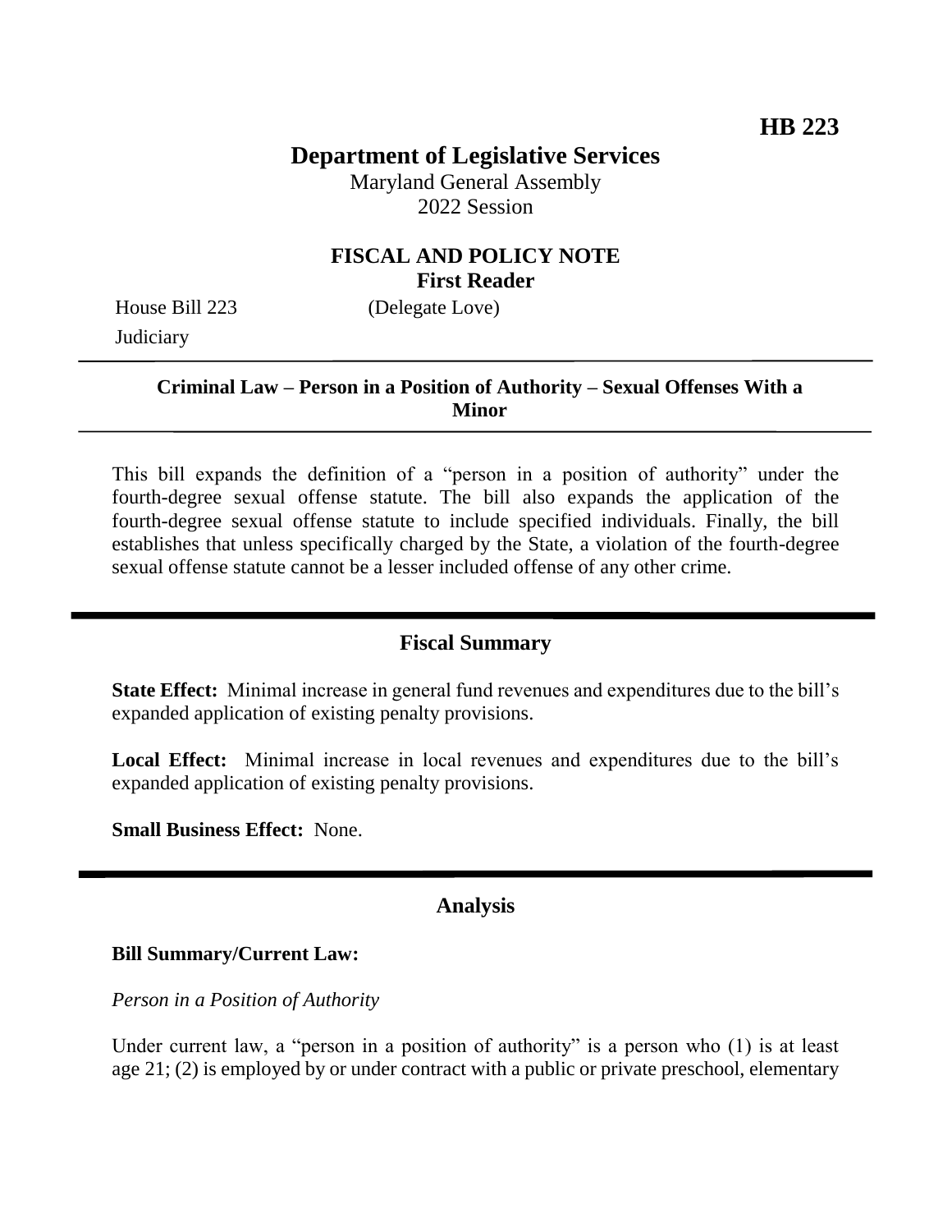**HB 223**

# Department of Legislative Services

Maryland General Assembly
2022 Session

## FISCAL AND POLICY NOTE
**First Reader**

House Bill 223 (Delegate Love)
Judiciary

---

**Criminal Law – Person in a Position of Authority – Sexual Offenses With a Minor**

---

This bill expands the definition of a "person in a position of authority" under the fourth-degree sexual offense statute. The bill also expands the application of the fourth-degree sexual offense statute to include specified individuals. Finally, the bill establishes that unless specifically charged by the State, a violation of the fourth-degree sexual offense statute cannot be a lesser included offense of any other crime.

---

## Fiscal Summary

**State Effect:** Minimal increase in general fund revenues and expenditures due to the bill's expanded application of existing penalty provisions.

**Local Effect:** Minimal increase in local revenues and expenditures due to the bill's expanded application of existing penalty provisions.

**Small Business Effect:** None.

---

## Analysis

**Bill Summary/Current Law:**

*Person in a Position of Authority*

Under current law, a "person in a position of authority" is a person who (1) is at least age 21; (2) is employed by or under contract with a public or private preschool, elementary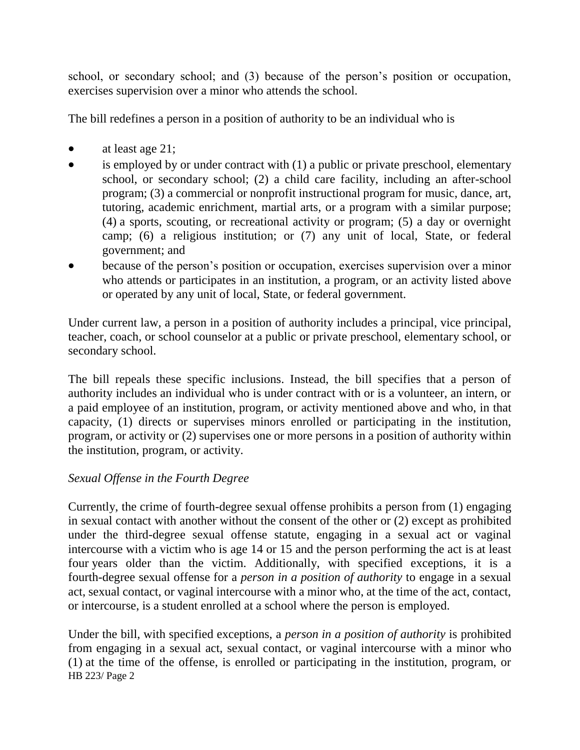school, or secondary school; and (3) because of the person's position or occupation, exercises supervision over a minor who attends the school.

The bill redefines a person in a position of authority to be an individual who is

- at least age 21;
- is employed by or under contract with (1) a public or private preschool, elementary school, or secondary school; (2) a child care facility, including an after-school program; (3) a commercial or nonprofit instructional program for music, dance, art, tutoring, academic enrichment, martial arts, or a program with a similar purpose; (4) a sports, scouting, or recreational activity or program; (5) a day or overnight camp; (6) a religious institution; or (7) any unit of local, State, or federal government; and
- because of the person's position or occupation, exercises supervision over a minor who attends or participates in an institution, a program, or an activity listed above or operated by any unit of local, State, or federal government.

Under current law, a person in a position of authority includes a principal, vice principal, teacher, coach, or school counselor at a public or private preschool, elementary school, or secondary school.

The bill repeals these specific inclusions. Instead, the bill specifies that a person of authority includes an individual who is under contract with or is a volunteer, an intern, or a paid employee of an institution, program, or activity mentioned above and who, in that capacity, (1) directs or supervises minors enrolled or participating in the institution, program, or activity or (2) supervises one or more persons in a position of authority within the institution, program, or activity.

*Sexual Offense in the Fourth Degree*

Currently, the crime of fourth-degree sexual offense prohibits a person from (1) engaging in sexual contact with another without the consent of the other or (2) except as prohibited under the third-degree sexual offense statute, engaging in a sexual act or vaginal intercourse with a victim who is age 14 or 15 and the person performing the act is at least four years older than the victim. Additionally, with specified exceptions, it is a fourth-degree sexual offense for a *person in a position of authority* to engage in a sexual act, sexual contact, or vaginal intercourse with a minor who, at the time of the act, contact, or intercourse, is a student enrolled at a school where the person is employed.

Under the bill, with specified exceptions, a *person in a position of authority* is prohibited from engaging in a sexual act, sexual contact, or vaginal intercourse with a minor who (1) at the time of the offense, is enrolled or participating in the institution, program, or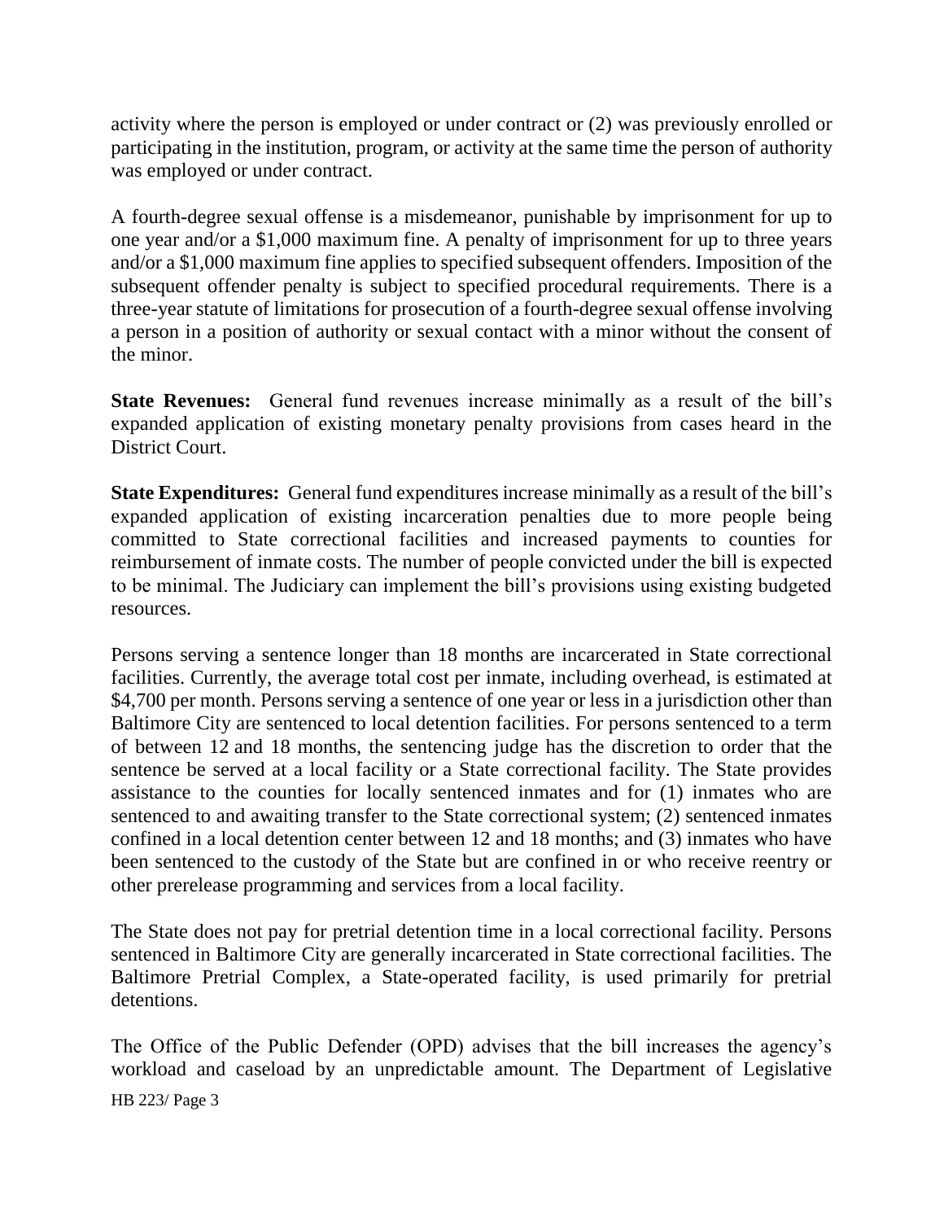activity where the person is employed or under contract or (2) was previously enrolled or participating in the institution, program, or activity at the same time the person of authority was employed or under contract.

A fourth-degree sexual offense is a misdemeanor, punishable by imprisonment for up to one year and/or a $1,000 maximum fine. A penalty of imprisonment for up to three years and/or a $1,000 maximum fine applies to specified subsequent offenders. Imposition of the subsequent offender penalty is subject to specified procedural requirements. There is a three-year statute of limitations for prosecution of a fourth-degree sexual offense involving a person in a position of authority or sexual contact with a minor without the consent of the minor.

**State Revenues:** General fund revenues increase minimally as a result of the bill's expanded application of existing monetary penalty provisions from cases heard in the District Court.

**State Expenditures:** General fund expenditures increase minimally as a result of the bill's expanded application of existing incarceration penalties due to more people being committed to State correctional facilities and increased payments to counties for reimbursement of inmate costs. The number of people convicted under the bill is expected to be minimal. The Judiciary can implement the bill's provisions using existing budgeted resources.

Persons serving a sentence longer than 18 months are incarcerated in State correctional facilities. Currently, the average total cost per inmate, including overhead, is estimated at $4,700 per month. Persons serving a sentence of one year or less in a jurisdiction other than Baltimore City are sentenced to local detention facilities. For persons sentenced to a term of between 12 and 18 months, the sentencing judge has the discretion to order that the sentence be served at a local facility or a State correctional facility. The State provides assistance to the counties for locally sentenced inmates and for (1) inmates who are sentenced to and awaiting transfer to the State correctional system; (2) sentenced inmates confined in a local detention center between 12 and 18 months; and (3) inmates who have been sentenced to the custody of the State but are confined in or who receive reentry or other prerelease programming and services from a local facility.

The State does not pay for pretrial detention time in a local correctional facility. Persons sentenced in Baltimore City are generally incarcerated in State correctional facilities. The Baltimore Pretrial Complex, a State-operated facility, is used primarily for pretrial detentions.

The Office of the Public Defender (OPD) advises that the bill increases the agency's workload and caseload by an unpredictable amount. The Department of Legislative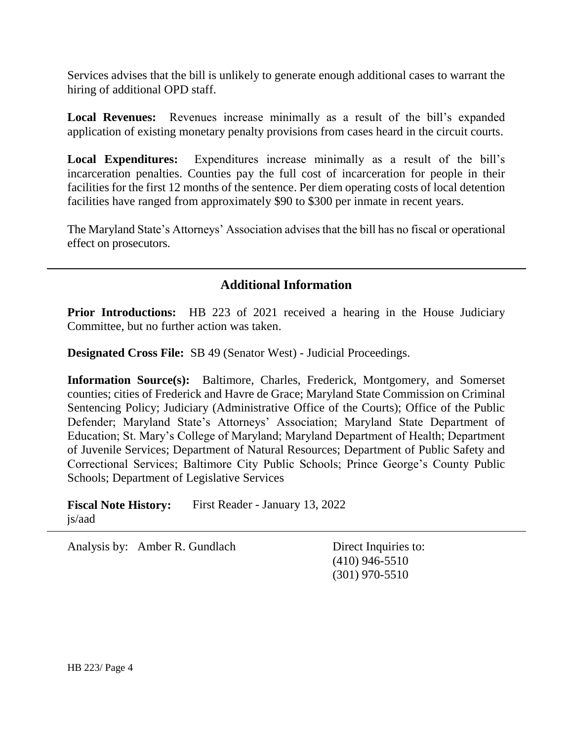Services advises that the bill is unlikely to generate enough additional cases to warrant the hiring of additional OPD staff.

**Local Revenues:** Revenues increase minimally as a result of the bill's expanded application of existing monetary penalty provisions from cases heard in the circuit courts.

**Local Expenditures:** Expenditures increase minimally as a result of the bill's incarceration penalties. Counties pay the full cost of incarceration for people in their facilities for the first 12 months of the sentence. Per diem operating costs of local detention facilities have ranged from approximately $90 to $300 per inmate in recent years.

The Maryland State's Attorneys' Association advises that the bill has no fiscal or operational effect on prosecutors.

## Additional Information

**Prior Introductions:** HB 223 of 2021 received a hearing in the House Judiciary Committee, but no further action was taken.

**Designated Cross File:** SB 49 (Senator West) - Judicial Proceedings.

**Information Source(s):** Baltimore, Charles, Frederick, Montgomery, and Somerset counties; cities of Frederick and Havre de Grace; Maryland State Commission on Criminal Sentencing Policy; Judiciary (Administrative Office of the Courts); Office of the Public Defender; Maryland State's Attorneys' Association; Maryland State Department of Education; St. Mary's College of Maryland; Maryland Department of Health; Department of Juvenile Services; Department of Natural Resources; Department of Public Safety and Correctional Services; Baltimore City Public Schools; Prince George's County Public Schools; Department of Legislative Services

**Fiscal Note History:** First Reader - January 13, 2022
js/aad

Analysis by: Amber R. Gundlach

Direct Inquiries to:
(410) 946-5510
(301) 970-5510